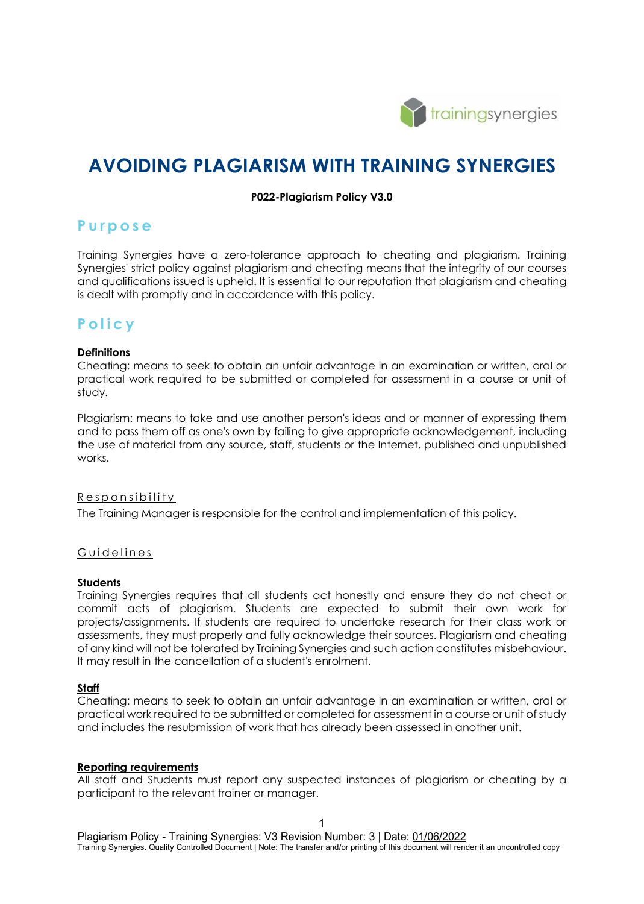# AVOIDING PLAGIARISM WITH TRAINING SYNERGIES

**P022-Plagiarism Policy V3.0**

## Purpose

Training Synergies have a zero-tolerance approach to cheating and plagiarism. Training Synergies' strict policy against plagiarism and cheating means that the integrity of our courses and qualifications issued is upheld. It is essential to our reputation that plagiarism and cheating is dealt with promptly and in accordance with this policy.

## Policy

**Definitions**

Cheating: means to seek to obtain an unfair advantage in an examination or written, oral or practical work required to be submitted or completed for assessment in a course or unit of study.

Plagiarism: means to take and use another person's ideas and or manner of expressing them and to pass them off as one's own by failing to give appropriate acknowledgement, including the use of material from any source, staff, students or the Internet, published and unpublished works.

### Responsibility

The Training Manager is responsible for the control and implementation of this policy.

### Guidelines

**Students**

Training Synergies requires that all students act honestly and ensure they do not cheat or commit acts of plagiarism. Students are expected to submit their own work for projects/assignments. If students are required to undertake research for their class work or assessments, they must properly and fully acknowledge their sources. Plagiarism and cheating of any kind will not be tolerated by Training Synergies and such action constitutes misbehaviour. It may result in the cancellation of a student's enrolment.

**Staff**

Cheating: means to seek to obtain an unfair advantage in an examination or written, oral or practical work required to be submitted or completed for assessment in a course or unit of study and includes the resubmission of work that has already been assessed in another unit.

**Reporting requirements**

All staff and Students must report any suspected instances of plagiarism or cheating by a participant to the relevant trainer or manager.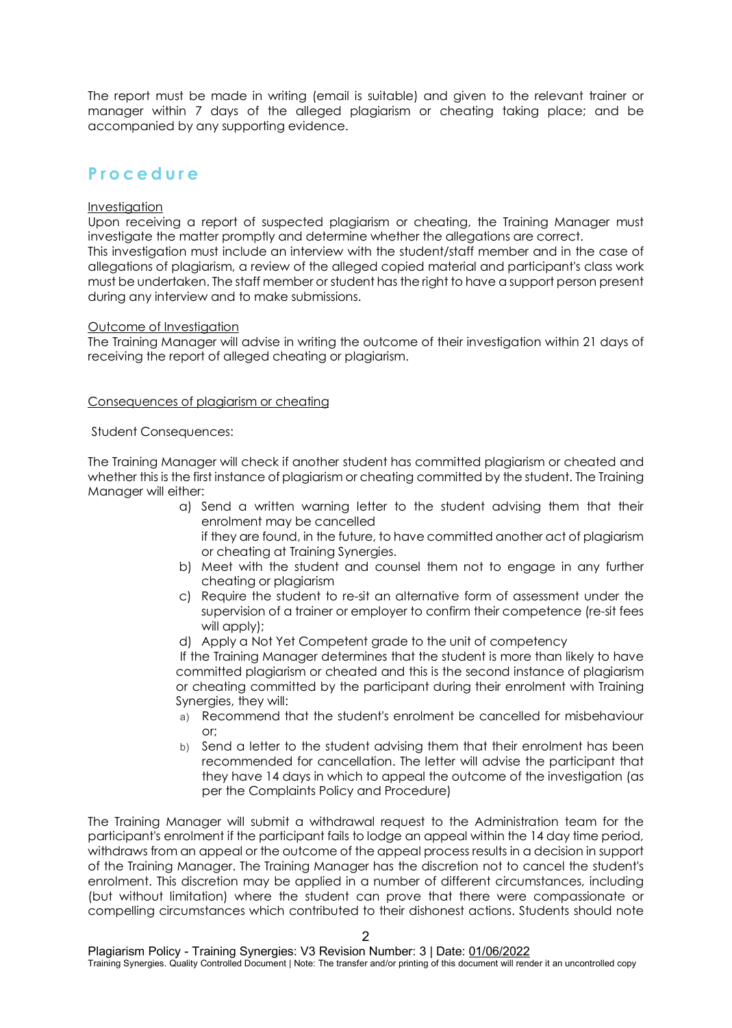The report must be made in writing (email is suitable) and given to the relevant trainer or manager within 7 days of the alleged plagiarism or cheating taking place; and be accompanied by any supporting evidence.

## Procedure

Investigation

Upon receiving a report of suspected plagiarism or cheating, the Training Manager must investigate the matter promptly and determine whether the allegations are correct.
This investigation must include an interview with the student/staff member and in the case of allegations of plagiarism, a review of the alleged copied material and participant's class work must be undertaken. The staff member or student has the right to have a support person present during any interview and to make submissions.

Outcome of Investigation

The Training Manager will advise in writing the outcome of their investigation within 21 days of receiving the report of alleged cheating or plagiarism.

Consequences of plagiarism or cheating

Student Consequences:

The Training Manager will check if another student has committed plagiarism or cheated and whether this is the first instance of plagiarism or cheating committed by the student. The Training Manager will either:

a) Send a written warning letter to the student advising them that their enrolment may be cancelled
   if they are found, in the future, to have committed another act of plagiarism or cheating at Training Synergies.
b) Meet with the student and counsel them not to engage in any further cheating or plagiarism
c) Require the student to re-sit an alternative form of assessment under the supervision of a trainer or employer to confirm their competence (re-sit fees will apply);
d) Apply a Not Yet Competent grade to the unit of competency

If the Training Manager determines that the student is more than likely to have committed plagiarism or cheated and this is the second instance of plagiarism or cheating committed by the participant during their enrolment with Training Synergies, they will:

a) Recommend that the student's enrolment be cancelled for misbehaviour or;
b) Send a letter to the student advising them that their enrolment has been recommended for cancellation. The letter will advise the participant that they have 14 days in which to appeal the outcome of the investigation (as per the Complaints Policy and Procedure)

The Training Manager will submit a withdrawal request to the Administration team for the participant's enrolment if the participant fails to lodge an appeal within the 14 day time period, withdraws from an appeal or the outcome of the appeal process results in a decision in support of the Training Manager. The Training Manager has the discretion not to cancel the student's enrolment. This discretion may be applied in a number of different circumstances, including (but without limitation) where the student can prove that there were compassionate or compelling circumstances which contributed to their dishonest actions. Students should note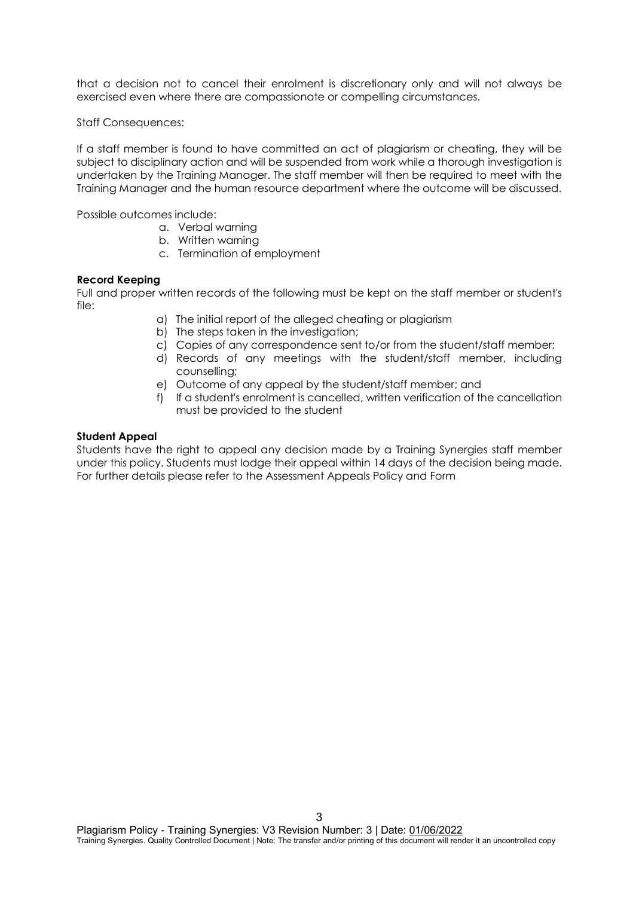that a decision not to cancel their enrolment is discretionary only and will not always be exercised even where there are compassionate or compelling circumstances.

Staff Consequences:

If a staff member is found to have committed an act of plagiarism or cheating, they will be subject to disciplinary action and will be suspended from work while a thorough investigation is undertaken by the Training Manager. The staff member will then be required to meet with the Training Manager and the human resource department where the outcome will be discussed.

Possible outcomes include:

a. Verbal warning
b. Written warning
c. Termination of employment

**Record Keeping**

Full and proper written records of the following must be kept on the staff member or student's file:

a) The initial report of the alleged cheating or plagiarism
b) The steps taken in the investigation;
c) Copies of any correspondence sent to/or from the student/staff member;
d) Records of any meetings with the student/staff member, including counselling;
e) Outcome of any appeal by the student/staff member; and
f) If a student's enrolment is cancelled, written verification of the cancellation must be provided to the student

**Student Appeal**

Students have the right to appeal any decision made by a Training Synergies staff member under this policy. Students must lodge their appeal within 14 days of the decision being made. For further details please refer to the Assessment Appeals Policy and Form